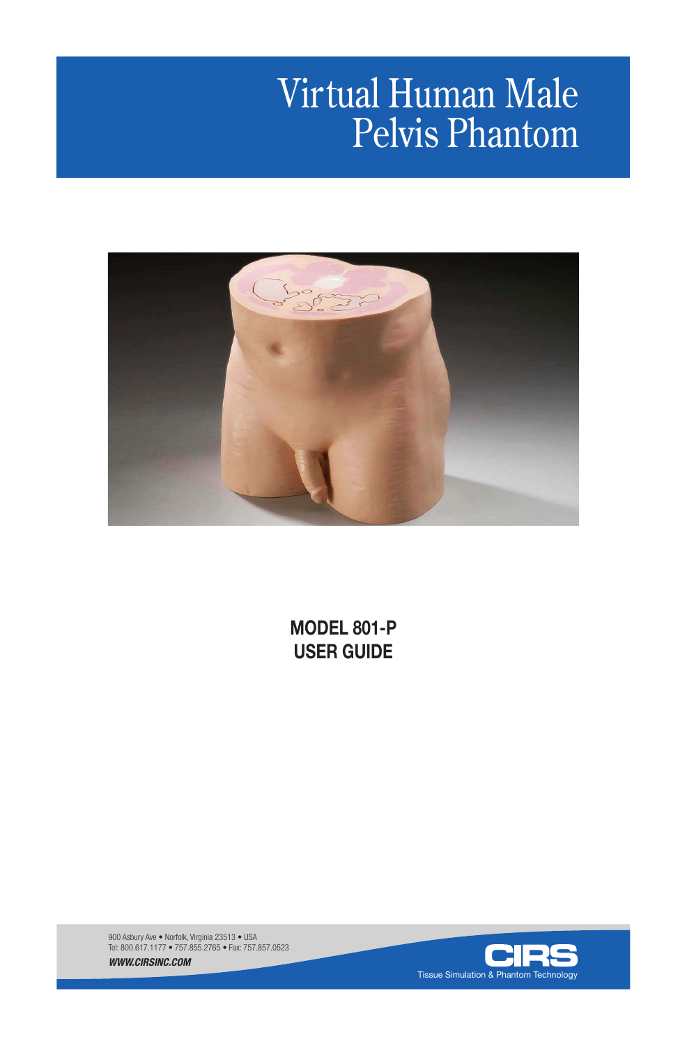# Virtual Human Male Pelvis Phantom

**MODEL 801-P**
**USER GUIDE**

900 Asbury Ave • Norfolk, Virginia 23513 • USA
Tel: 800.617.1177 • 757.855.2765 • Fax: 757.857.0523

***WWW.CIRSINC.COM***

CIRS
Tissue Simulation & Phantom Technology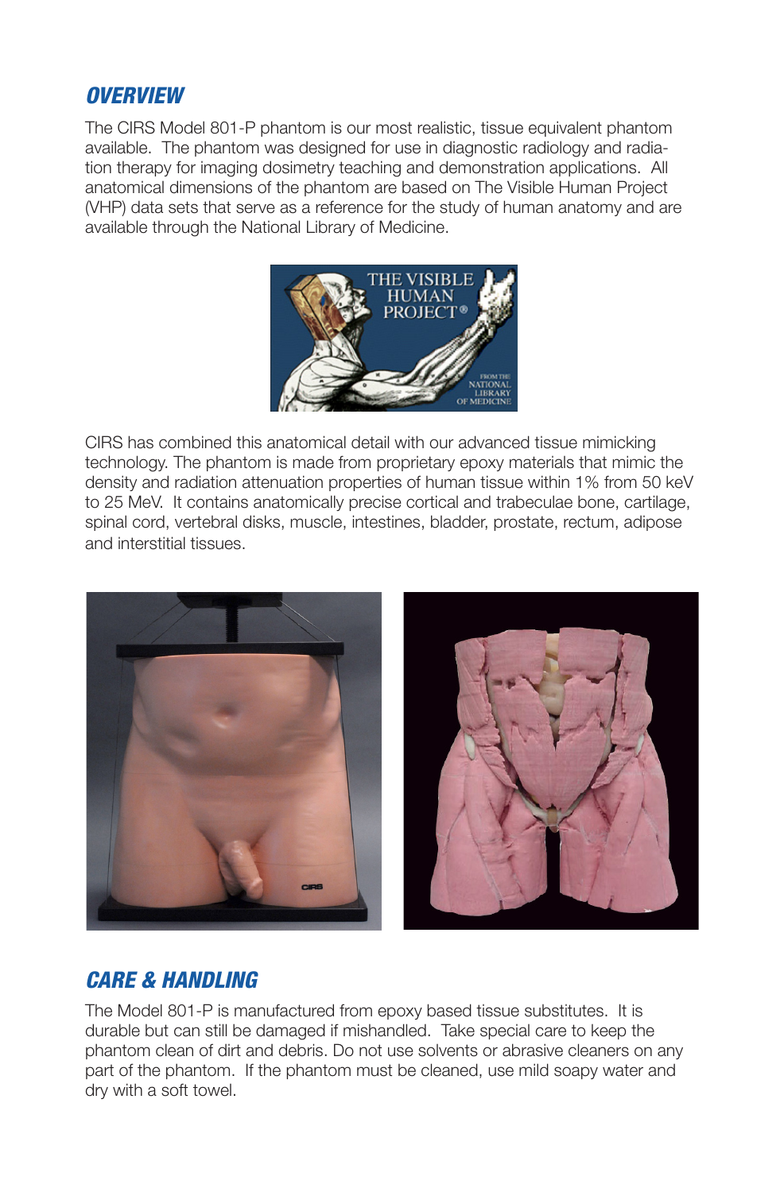## OVERVIEW

The CIRS Model 801-P phantom is our most realistic, tissue equivalent phantom available. The phantom was designed for use in diagnostic radiology and radiation therapy for imaging dosimetry teaching and demonstration applications. All anatomical dimensions of the phantom are based on The Visible Human Project (VHP) data sets that serve as a reference for the study of human anatomy and are available through the National Library of Medicine.

CIRS has combined this anatomical detail with our advanced tissue mimicking technology. The phantom is made from proprietary epoxy materials that mimic the density and radiation attenuation properties of human tissue within 1% from 50 keV to 25 MeV. It contains anatomically precise cortical and trabeculae bone, cartilage, spinal cord, vertebral disks, muscle, intestines, bladder, prostate, rectum, adipose and interstitial tissues.

## CARE & HANDLING

The Model 801-P is manufactured from epoxy based tissue substitutes. It is durable but can still be damaged if mishandled. Take special care to keep the phantom clean of dirt and debris. Do not use solvents or abrasive cleaners on any part of the phantom. If the phantom must be cleaned, use mild soapy water and dry with a soft towel.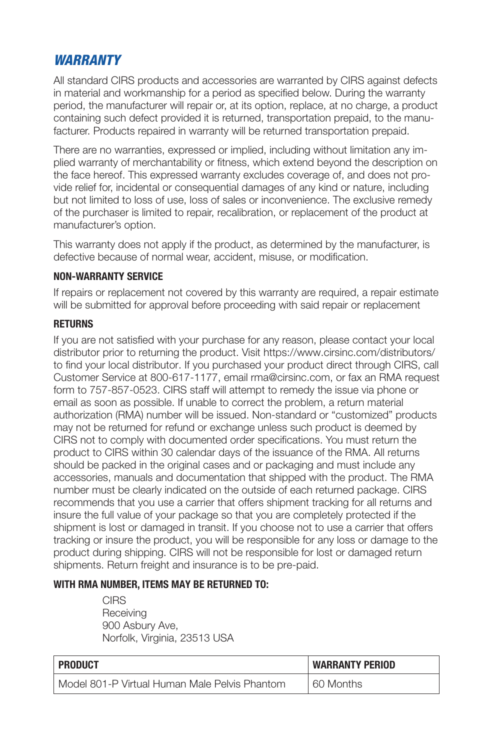## *WARRANTY*

All standard CIRS products and accessories are warranted by CIRS against defects in material and workmanship for a period as specified below. During the warranty period, the manufacturer will repair or, at its option, replace, at no charge, a product containing such defect provided it is returned, transportation prepaid, to the manufacturer. Products repaired in warranty will be returned transportation prepaid.

There are no warranties, expressed or implied, including without limitation any implied warranty of merchantability or fitness, which extend beyond the description on the face hereof. This expressed warranty excludes coverage of, and does not provide relief for, incidental or consequential damages of any kind or nature, including but not limited to loss of use, loss of sales or inconvenience. The exclusive remedy of the purchaser is limited to repair, recalibration, or replacement of the product at manufacturer's option.

This warranty does not apply if the product, as determined by the manufacturer, is defective because of normal wear, accident, misuse, or modification.

### NON-WARRANTY SERVICE

If repairs or replacement not covered by this warranty are required, a repair estimate will be submitted for approval before proceeding with said repair or replacement

### RETURNS

If you are not satisfied with your purchase for any reason, please contact your local distributor prior to returning the product. Visit https://www.cirsinc.com/distributors/ to find your local distributor. If you purchased your product direct through CIRS, call Customer Service at 800-617-1177, email rma@cirsinc.com, or fax an RMA request form to 757-857-0523. CIRS staff will attempt to remedy the issue via phone or email as soon as possible. If unable to correct the problem, a return material authorization (RMA) number will be issued. Non-standard or "customized" products may not be returned for refund or exchange unless such product is deemed by CIRS not to comply with documented order specifications. You must return the product to CIRS within 30 calendar days of the issuance of the RMA. All returns should be packed in the original cases and or packaging and must include any accessories, manuals and documentation that shipped with the product. The RMA number must be clearly indicated on the outside of each returned package. CIRS recommends that you use a carrier that offers shipment tracking for all returns and insure the full value of your package so that you are completely protected if the shipment is lost or damaged in transit. If you choose not to use a carrier that offers tracking or insure the product, you will be responsible for any loss or damage to the product during shipping. CIRS will not be responsible for lost or damaged return shipments. Return freight and insurance is to be pre-paid.

### WITH RMA NUMBER, ITEMS MAY BE RETURNED TO:

CIRS
Receiving
900 Asbury Ave,
Norfolk, Virginia, 23513 USA

| PRODUCT | WARRANTY PERIOD |
|---|---|
| Model 801-P Virtual Human Male Pelvis Phantom | 60 Months |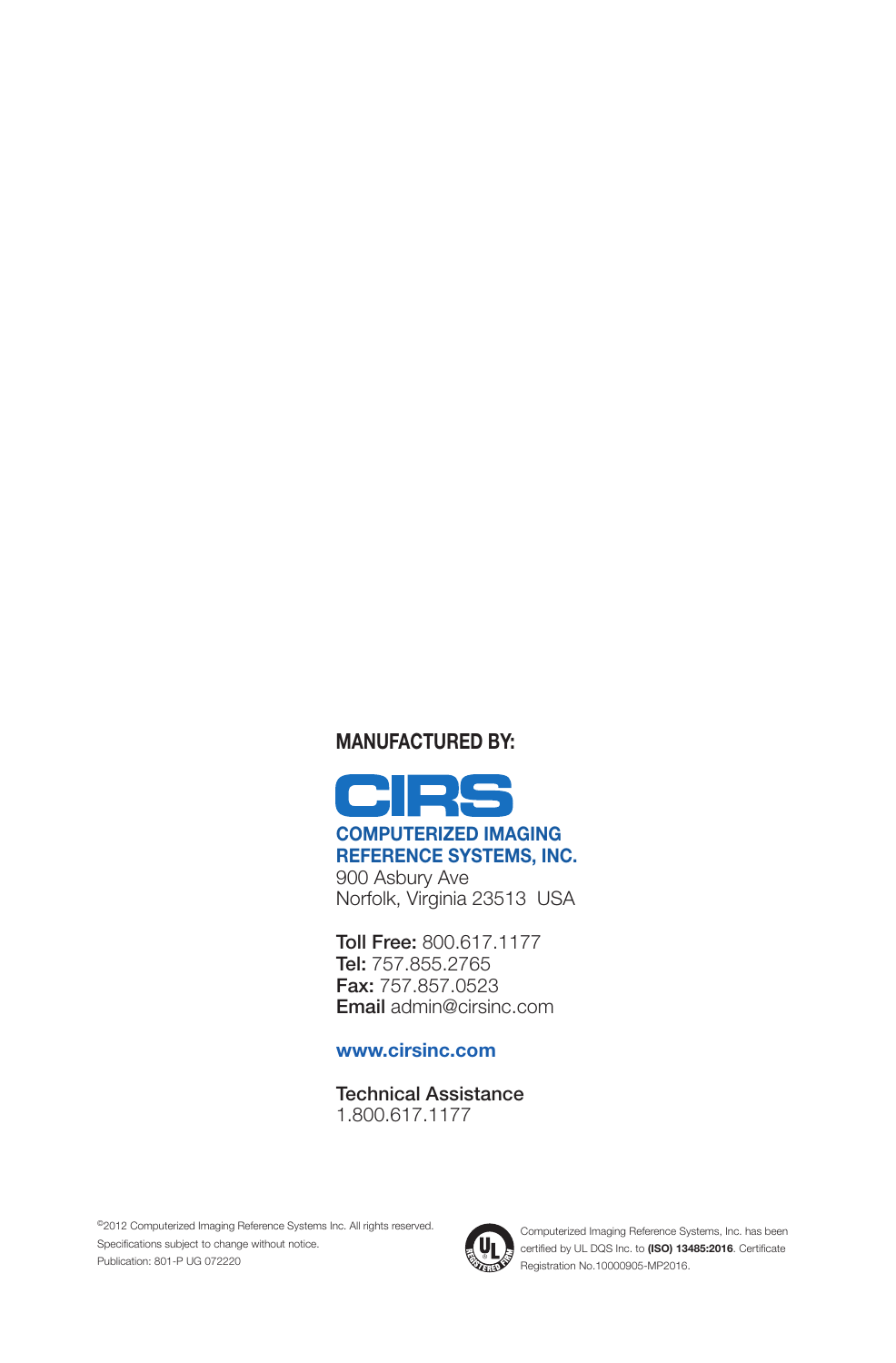**MANUFACTURED BY:**

CIRS

**COMPUTERIZED IMAGING REFERENCE SYSTEMS, INC.**
900 Asbury Ave
Norfolk, Virginia 23513 USA

**Toll Free:** 800.617.1177
**Tel:** 757.855.2765
**Fax:** 757.857.0523
**Email** admin@cirsinc.com

**www.cirsinc.com**

Technical Assistance
1.800.617.1177

©2012 Computerized Imaging Reference Systems Inc. All rights reserved.
Specifications subject to change without notice.
Publication: 801-P UG 072220

Computerized Imaging Reference Systems, Inc. has been certified by UL DQS Inc. to **(ISO) 13485:2016**. Certificate Registration No.10000905-MP2016.